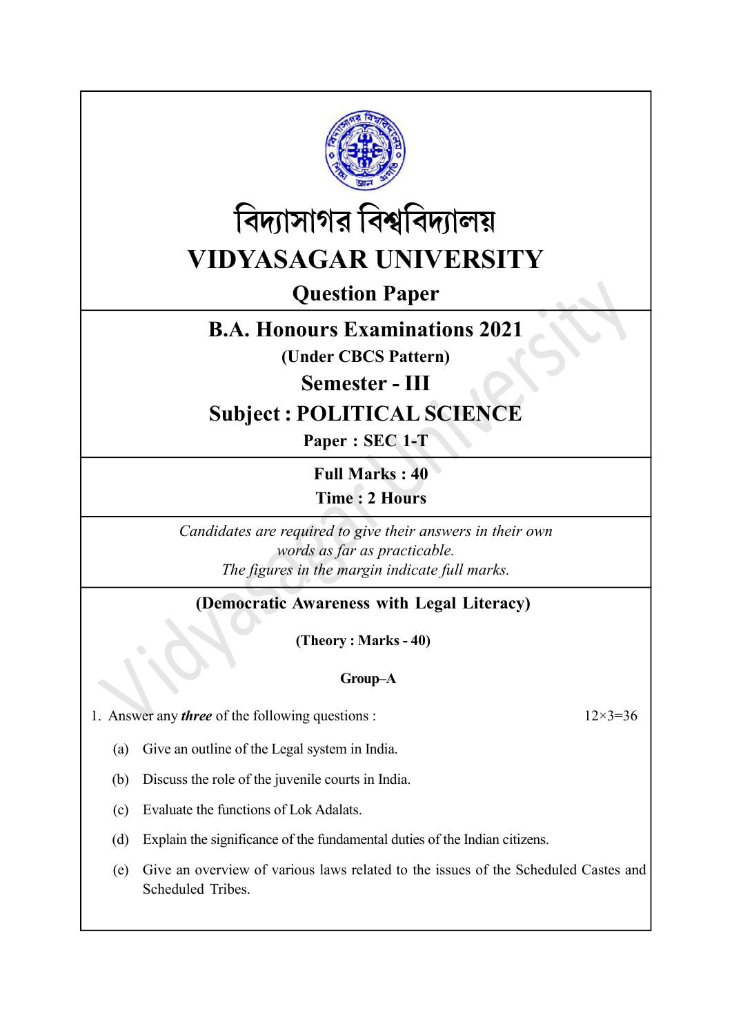# বিদ্যাসাগর বিশ্ববিদ্যালয়

# VIDYASAGAR UNIVERSITY

## Question Paper

## B.A. Honours Examinations 2021

**(Under CBCS Pattern)**

## Semester - III

## Subject : POLITICAL SCIENCE

**Paper : SEC 1-T**

**Full Marks : 40**

**Time : 2 Hours**

*Candidates are required to give their answers in their own words as far as practicable.*
*The figures in the margin indicate full marks.*

**(Democratic Awareness with Legal Literacy)**

**(Theory : Marks - 40)**

**Group–A**

1. Answer any ***three*** of the following questions : 12×3=36

   (a) Give an outline of the Legal system in India.

   (b) Discuss the role of the juvenile courts in India.

   (c) Evaluate the functions of Lok Adalats.

   (d) Explain the significance of the fundamental duties of the Indian citizens.

   (e) Give an overview of various laws related to the issues of the Scheduled Castes and Scheduled Tribes.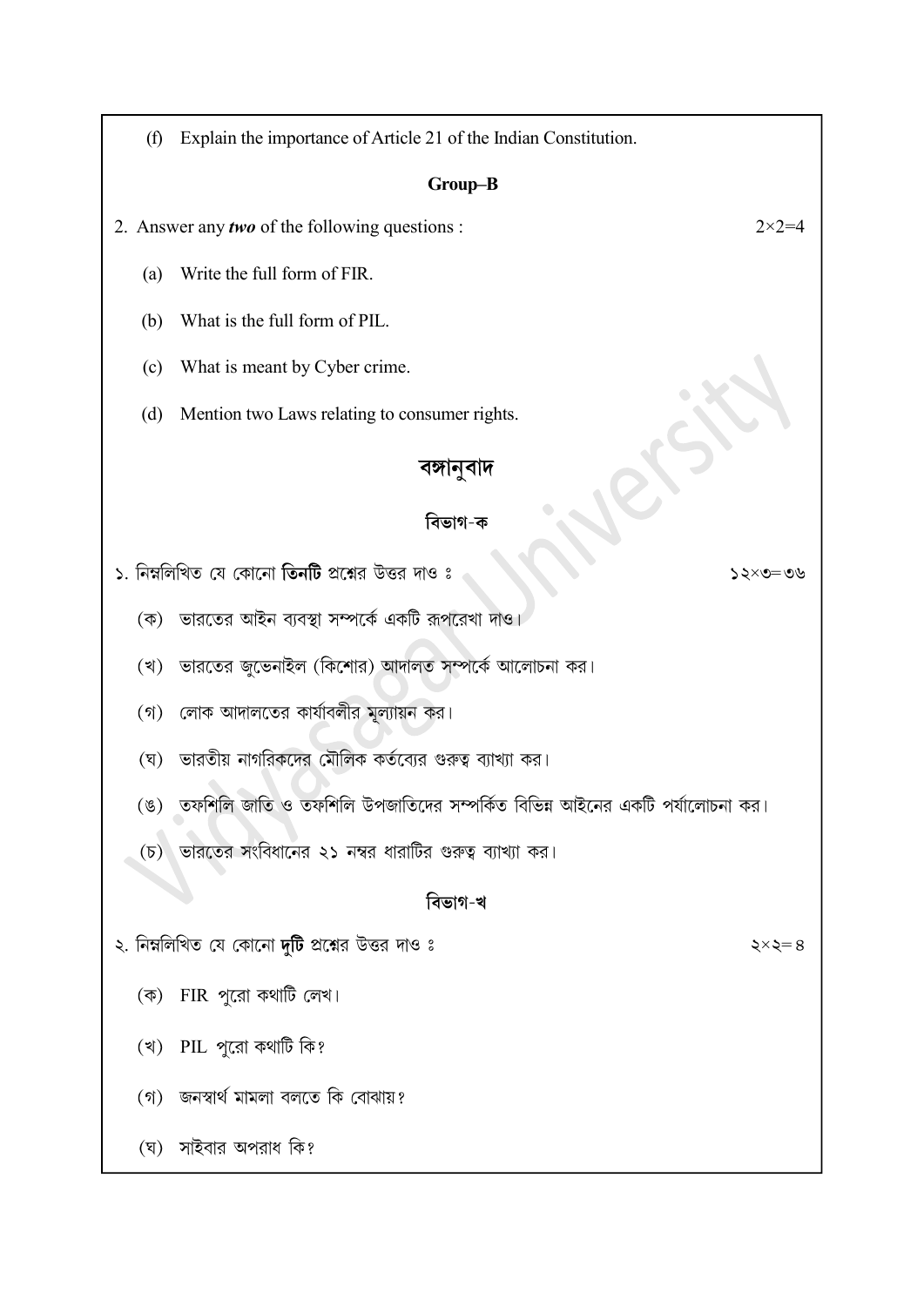(f) Explain the importance of Article 21 of the Indian Constitution.

### Group–B

2. Answer any ***two*** of the following questions : $2\times2=4$

(a) Write the full form of FIR.

(b) What is the full form of PIL.

(c) What is meant by Cyber crime.

(d) Mention two Laws relating to consumer rights.

## বঙ্গানুবাদ

### বিভাগ-ক

১. নিম্নলিখিত যে কোনো **তিনটি** প্রশ্নের উত্তর দাও ঃ ১২×৩=৩৬

(ক) ভারতের আইন ব্যবস্থা সম্পর্কে একটি রূপরেখা দাও।

(খ) ভারতের জুভেনাইল (কিশোর) আদালত সম্পর্কে আলোচনা কর।

(গ) লোক আদালতের কার্যাবলীর মূল্যায়ন কর।

(ঘ) ভারতীয় নাগরিকদের মৌলিক কর্তব্যের গুরুত্ব ব্যাখ্যা কর।

(ঙ) তফশিলি জাতি ও তফশিলি উপজাতিদের সম্পর্কিত বিভিন্ন আইনের একটি পর্যালোচনা কর।

(চ) ভারতের সংবিধানের ২১ নম্বর ধারাটির গুরুত্ব ব্যাখ্যা কর।

### বিভাগ-খ

২. নিম্নলিখিত যে কোনো **দুটি** প্রশ্নের উত্তর দাও ঃ ২×২=৪

(ক) FIR পুরো কথাটি লেখ।

(খ) PIL পুরো কথাটি কি?

(গ) জনস্বার্থ মামলা বলতে কি বোঝায়?

(ঘ) সাইবার অপরাধ কি?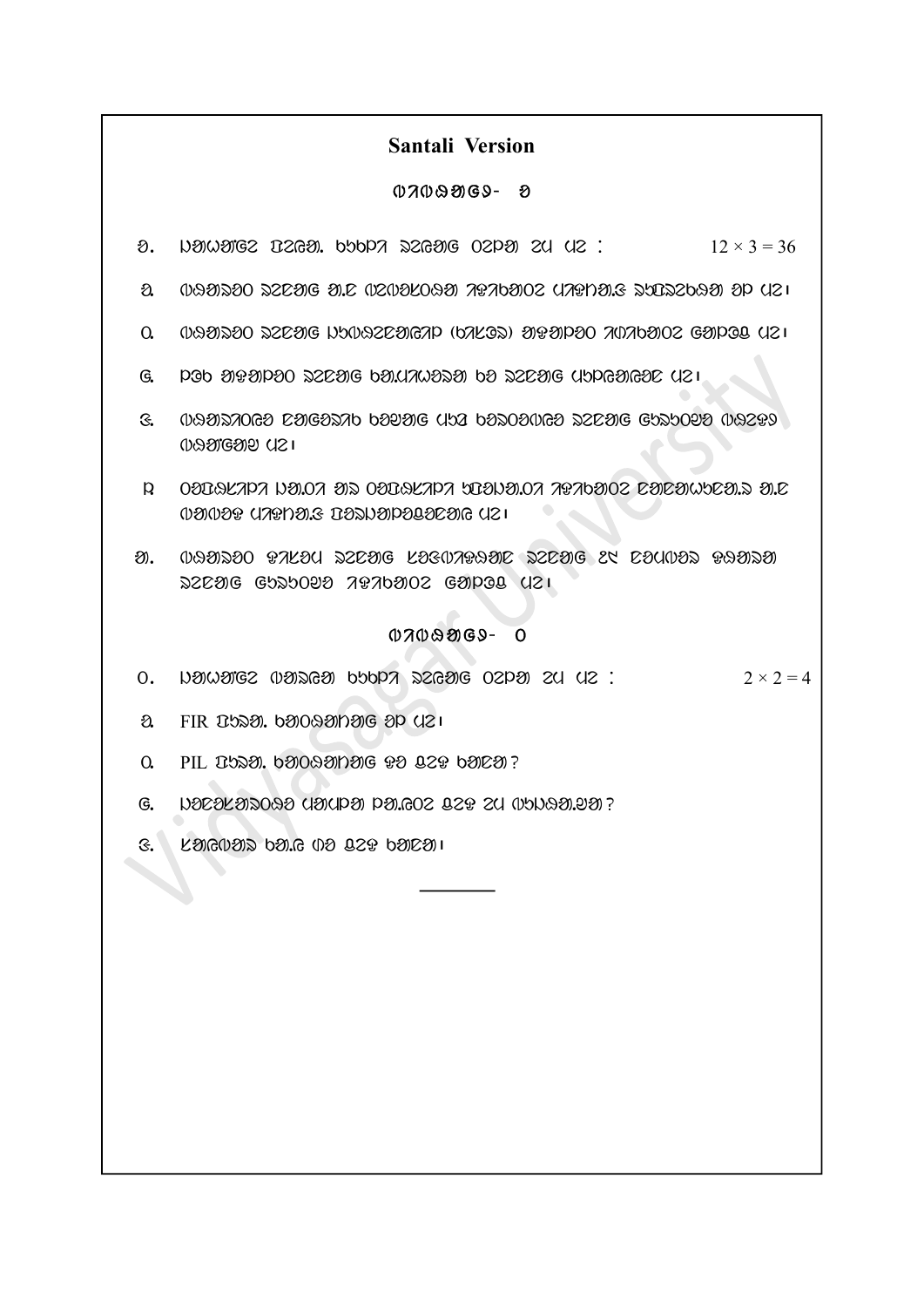## Santali Version

### ᱦᱟᱹᱴᱤᱧ - ᱑

**᱑.** ᱞᱟᱛᱟᱨᱨᱮ ᱮᱢᱟᱱ ᱠᱷᱚᱱ ᱯᱮ ᱨᱮᱭᱟᱜ ᱛᱮᱞᱟ ᱮᱢ ᱢᱮ : $12 \times 3 = 36$

ᱠ. ᱵᱷᱟᱨᱚᱛ ᱨᱮᱭᱟᱜ ᱥᱚᱝᱵᱤᱫᱷᱟᱱ ᱨᱮᱭᱟᱜ ᱟᱹᱨᱤ ᱵᱟᱛᱟᱣ ᱠᱚ ᱵᱟᱲᱟᱭ ᱢᱮ ᱾

ᱛ. ᱵᱷᱟᱨᱚᱛ ᱨᱮᱭᱟᱜ ᱞᱟᱹᱠᱛᱤᱭᱟᱱ ᱟᱹᱭᱫᱟᱹᱨ ᱠᱚ ᱨᱮᱭᱟᱜ ᱜᱚᱱᱚᱝ ᱞᱟᱹᱭ ᱢᱮ ᱾

ᱜ. ᱯᱷᱟᱹᱭᱥᱟᱞ ᱟᱹᱭᱫᱟᱹᱨ ᱨᱮᱭᱟᱜ ᱠᱟᱹᱢᱤ ᱟᱨ ᱫᱟᱨᱟᱭ ᱵᱟᱲᱟᱭ ᱢᱮ ᱾

᱘. ᱵᱷᱟᱨᱚᱛᱤᱭᱟᱹ ᱥᱚᱨᱠᱟᱨ ᱨᱮᱭᱟᱜ ᱠᱟᱹᱢᱤ ᱨᱮᱭᱟᱜ ᱠᱷᱟᱹᱛᱤᱨ ᱵᱟᱹᱲᱛᱤ ᱵᱷᱟᱨᱚᱛ ᱞᱟᱹᱭ ᱢᱮ ᱾

᱙. ᱡᱤᱣᱤ ᱦᱚᱠ ᱟᱨ ᱡᱤᱣᱤ ᱦᱚᱠ ᱨᱮᱭᱟᱜ ᱥᱟᱹᱠᱷᱤ ᱵᱟᱹᱲᱛᱤ ᱵᱟᱲᱟᱭ ᱢᱮ ᱾

ᱞ. ᱵᱷᱟᱨᱚᱛ ᱨᱮᱭᱟᱜ ᱥᱚᱨᱠᱟᱨ ᱨᱮᱭᱟᱜ ᱠᱟᱹᱢᱤ ᱥᱚᱨᱠᱟᱨ ᱨᱮᱭᱟᱜ ᱜᱚᱱᱚᱝ ᱞᱟᱹᱭ ᱢᱮ ᱾

### ᱦᱟᱹᱴᱤᱧ - ᱒

**᱒.** ᱞᱟᱛᱟᱨᱨᱮ ᱟᱸᱡᱚᱢ ᱠᱷᱚᱱ ᱵᱟᱨ ᱨᱮᱭᱟᱜ ᱛᱮᱞᱟ ᱮᱢ ᱢᱮ : $2 \times 2 = 4$

ᱠ. FIR ᱫᱚ ᱪᱮᱫ ᱵᱟᱲᱟᱭ ᱢᱮ ᱾

ᱛ. PIL ᱫᱚ ᱪᱮᱫ ᱠᱟᱱᱟ ?

ᱜ. ᱞᱟᱹᱠᱛᱤᱭᱟᱱ ᱟᱹᱭᱫᱟᱹᱨ ᱪᱮᱫ ᱠᱟᱱᱟ ?

᱘. ᱥᱚᱨᱠᱟᱨ ᱪᱮᱫ ᱠᱟᱱᱟ ᱾

---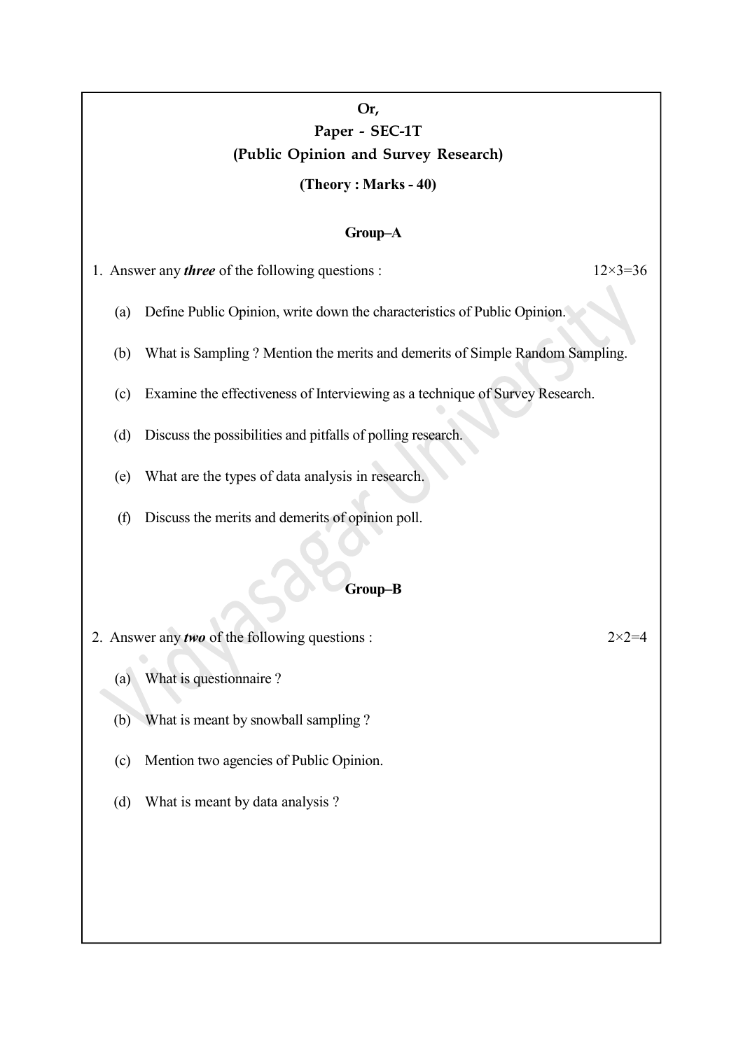**Or,**

## Paper - SEC-1T

## (Public Opinion and Survey Research)

**(Theory : Marks - 40)**

### Group–A

1. Answer any ***three*** of the following questions : 12×3=36

   (a) Define Public Opinion, write down the characteristics of Public Opinion.

   (b) What is Sampling ? Mention the merits and demerits of Simple Random Sampling.

   (c) Examine the effectiveness of Interviewing as a technique of Survey Research.

   (d) Discuss the possibilities and pitfalls of polling research.

   (e) What are the types of data analysis in research.

   (f) Discuss the merits and demerits of opinion poll.

### Group–B

2. Answer any ***two*** of the following questions : 2×2=4

   (a) What is questionnaire ?

   (b) What is meant by snowball sampling ?

   (c) Mention two agencies of Public Opinion.

   (d) What is meant by data analysis ?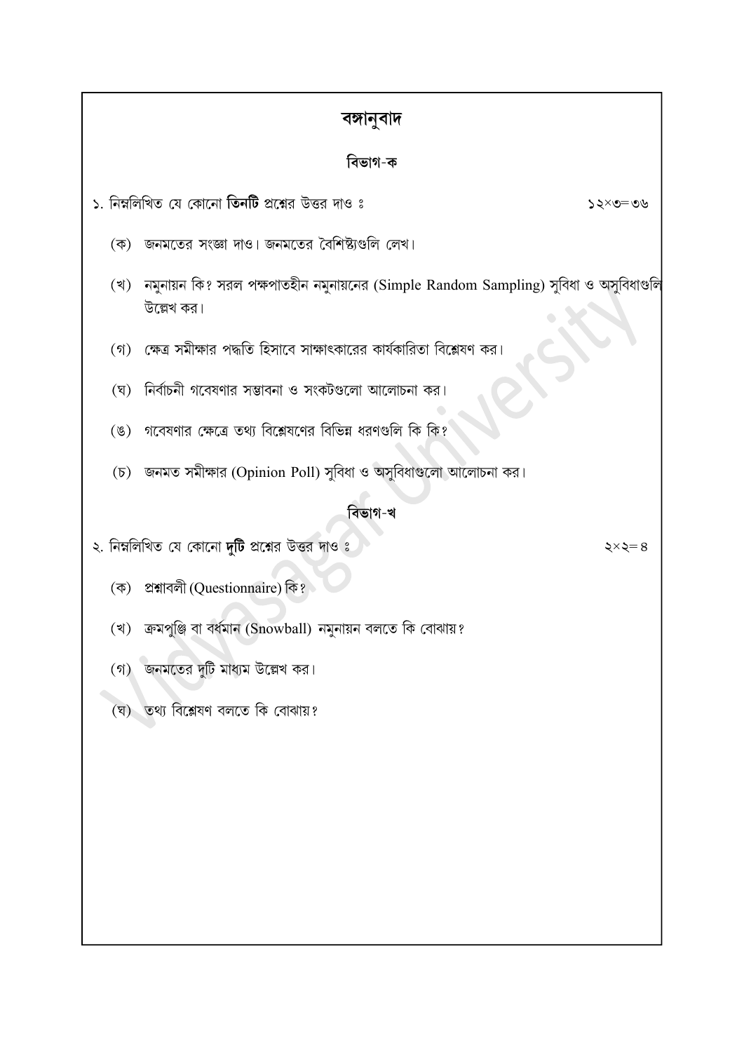# বঙ্গানুবাদ

## বিভাগ-ক

১. নিম্নলিখিত যে কোনো **তিনটি** প্রশ্নের উত্তর দাও ঃ ১২×৩=৩৬

(ক) জনমতের সংজ্ঞা দাও। জনমতের বৈশিষ্ট্যগুলি লেখ।

(খ) নমুনায়ন কি? সরল পক্ষপাতহীন নমুনায়নের (Simple Random Sampling) সুবিধা ও অসুবিধাগুলি উল্লেখ কর।

(গ) ক্ষেত্র সমীক্ষার পদ্ধতি হিসাবে সাক্ষাৎকারের কার্যকারিতা বিশ্লেষণ কর।

(ঘ) নির্বাচনী গবেষণার সম্ভাবনা ও সংকটগুলো আলোচনা কর।

(ঙ) গবেষণার ক্ষেত্রে তথ্য বিশ্লেষণের বিভিন্ন ধরণগুলি কি কি?

(চ) জনমত সমীক্ষার (Opinion Poll) সুবিধা ও অসুবিধাগুলো আলোচনা কর।

## বিভাগ-খ

২. নিম্নলিখিত যে কোনো **দুটি** প্রশ্নের উত্তর দাও ঃ ২×২=৪

(ক) প্রশ্নাবলী (Questionnaire) কি?

(খ) ক্রমপুঞ্জি বা বর্ধমান (Snowball) নমুনায়ন বলতে কি বোঝায়?

(গ) জনমতের দুটি মাধ্যম উল্লেখ কর।

(ঘ) তথ্য বিশ্লেষণ বলতে কি বোঝায়?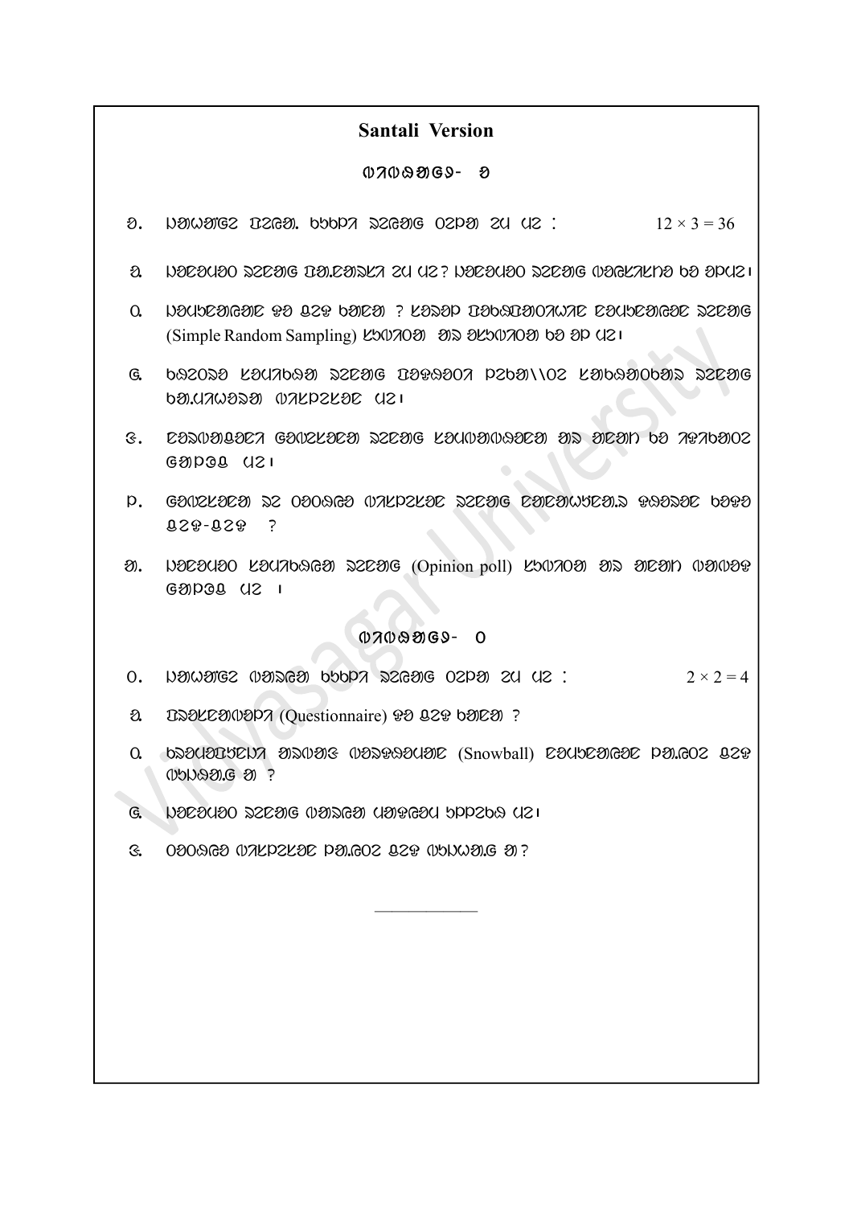## Santali Version

### ᱦᱟᱹᱴᱤᱧ - ᱑

᱑. ᱱᱚᱣᱟᱠᱚ ᱛᱮᱭᱟᱹ ᱵᱷᱵᱷᱯᱤ ᱥᱟᱞᱟᱜ ᱛᱮᱞᱟ ᱮᱢ ᱢᱮ : $12 \times 3 = 36$

ᱟ. ᱱᱟᱢᱩᱱᱟ ᱥᱟᱢᱟᱜ ᱪᱟᱹᱨᱩᱥᱠᱤ ᱮᱢ ᱢᱮ? ᱱᱟᱢᱩᱱᱟ ᱥᱟᱢᱟᱜ ᱜᱚᱱᱚᱝ ᱵᱟ ᱞᱟᱹᱭ ᱢᱮ।

ᱵ. ᱱᱟᱢᱩᱱᱟ ᱵᱟᱪᱷᱟᱣ ᱫᱚ ᱪᱮᱫ ᱠᱟᱱᱟ ? ᱥᱟᱫᱷᱟᱨᱚᱱ ᱵᱟᱪᱷᱟᱣ ᱱᱟᱢᱩᱱᱟ ᱥᱟᱢᱟᱜ (Simple Random Sampling) ᱥᱩᱵᱤᱫᱷᱟ ᱟᱨ ᱮᱥᱩᱵᱤᱫᱷᱟ ᱵᱟ ᱞᱟᱹᱭ ᱢᱮ।

ᱪ. ᱵᱟᱦᱨᱮ ᱥᱟᱶᱛᱮ ᱥᱟᱢᱟᱜ ᱪᱟᱹᱨᱩᱥᱠᱤ ᱯᱟᱱᱛᱮ ᱥᱟᱢᱟᱱ ᱵᱟᱹᱠᱚ ᱜᱚᱱᱚᱝ ᱮᱢ ᱢᱮ।

ᱫ. ᱥᱟᱶᱛᱮᱞᱟᱹᱭ ᱜᱟᱱᱟᱝ ᱥᱟᱢᱟᱜ ᱥᱟᱶᱛᱮᱜᱮ ᱟᱨ ᱟᱹᱨᱤ ᱵᱟ ᱞᱟᱹᱭ ᱢᱮ।

ᱯ. ᱜᱟᱱᱟᱝ ᱥᱮ ᱚᱱᱚᱞ ᱜᱚᱱᱚᱝ ᱥᱟᱢᱟᱜ ᱥᱟᱢᱟᱱ ᱵᱟᱹᱛᱟ ᱪᱮᱫ-ᱪᱮᱫ ?

ᱛ. ᱱᱟᱢᱩᱱᱟ ᱥᱟᱶᱛᱮ ᱥᱟᱢᱟᱜ (Opinion poll) ᱥᱩᱵᱤᱫᱷᱟ ᱟᱨ ᱟᱹᱨᱤ ᱜᱚᱱᱚᱝ ᱞᱟᱹᱭ ᱢᱮ ।

### ᱦᱟᱹᱴᱤᱧ - ᱒

᱒. ᱱᱚᱣᱟᱠᱚ ᱵᱟᱨᱭᱟ ᱵᱷᱵᱷᱯᱤ ᱥᱟᱞᱟᱜ ᱛᱮᱞᱟ ᱮᱢ ᱢᱮ : $2 \times 2 = 4$

ᱟ. ᱠᱩᱠᱞᱤᱵᱚᱦᱤ (Questionnaire) ᱫᱚ ᱪᱮᱫ ᱠᱟᱱᱟ ?

ᱵ. ᱵᱟᱨᱩᱯᱟᱹᱜᱟ ᱫᱩᱞᱩᱝ ᱵᱟᱹᱞᱩᱝ (Snowball) ᱱᱟᱢᱩᱱᱟ ᱯᱟᱹᱨᱥᱤ ᱪᱮᱫ ᱜᱮ ᱢᱮᱱᱟᱜ ᱟ ?

ᱪ. ᱱᱟᱢᱩᱱᱟ ᱥᱟᱢᱟᱜ ᱵᱟᱨᱭᱟ ᱞᱟᱹᱠᱛᱤ ᱞᱟᱹᱭ ᱢᱮ।

ᱫ. ᱚᱱᱚᱞ ᱜᱚᱱᱚᱝ ᱯᱟᱹᱨᱥᱤ ᱪᱮᱫ ᱜᱮ ᱢᱮᱱᱟᱜ ᱟ?